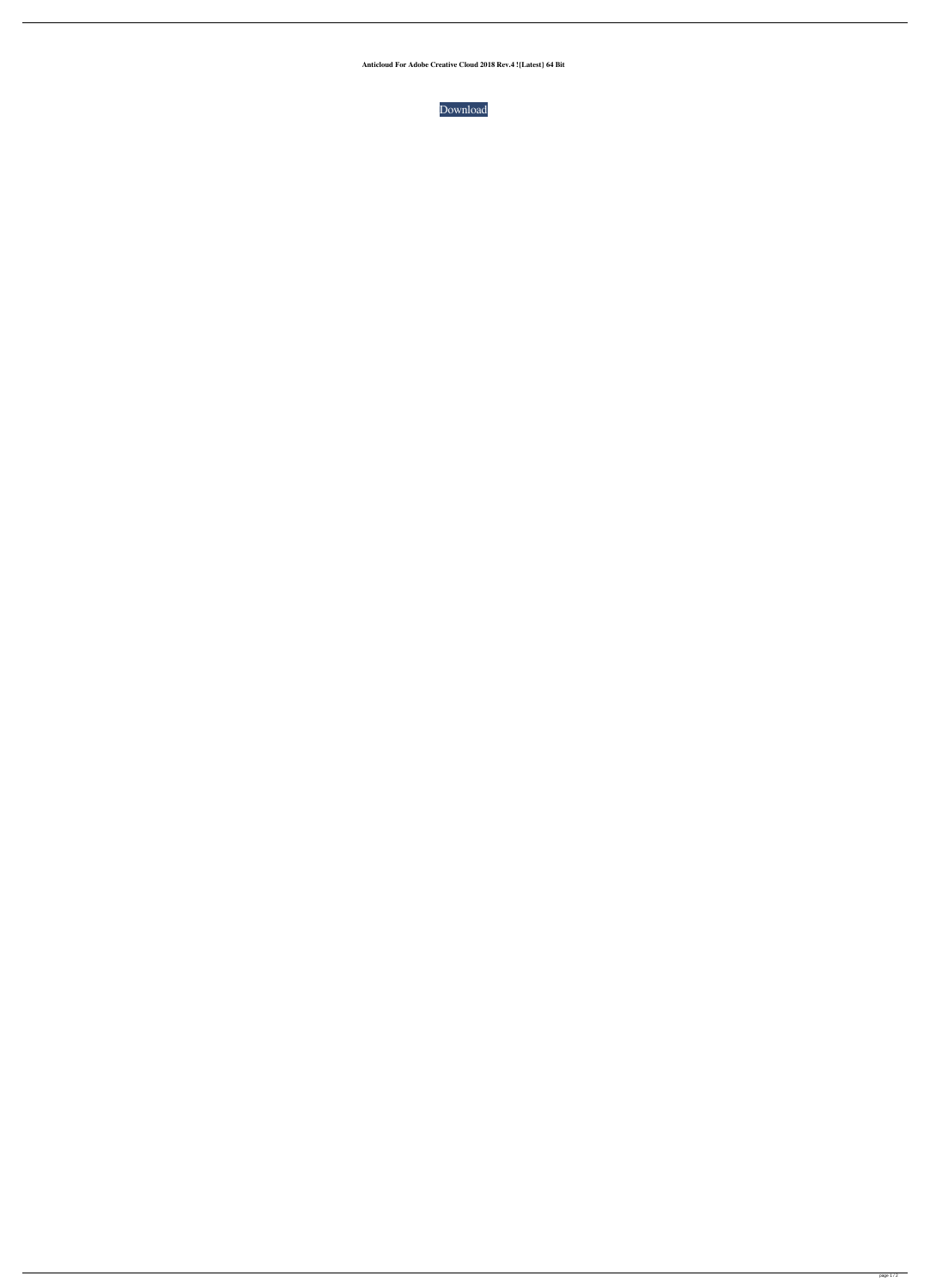**Anticloud For Adobe Creative Cloud 2018 Rev.4 ![Latest] 64 Bit**

Download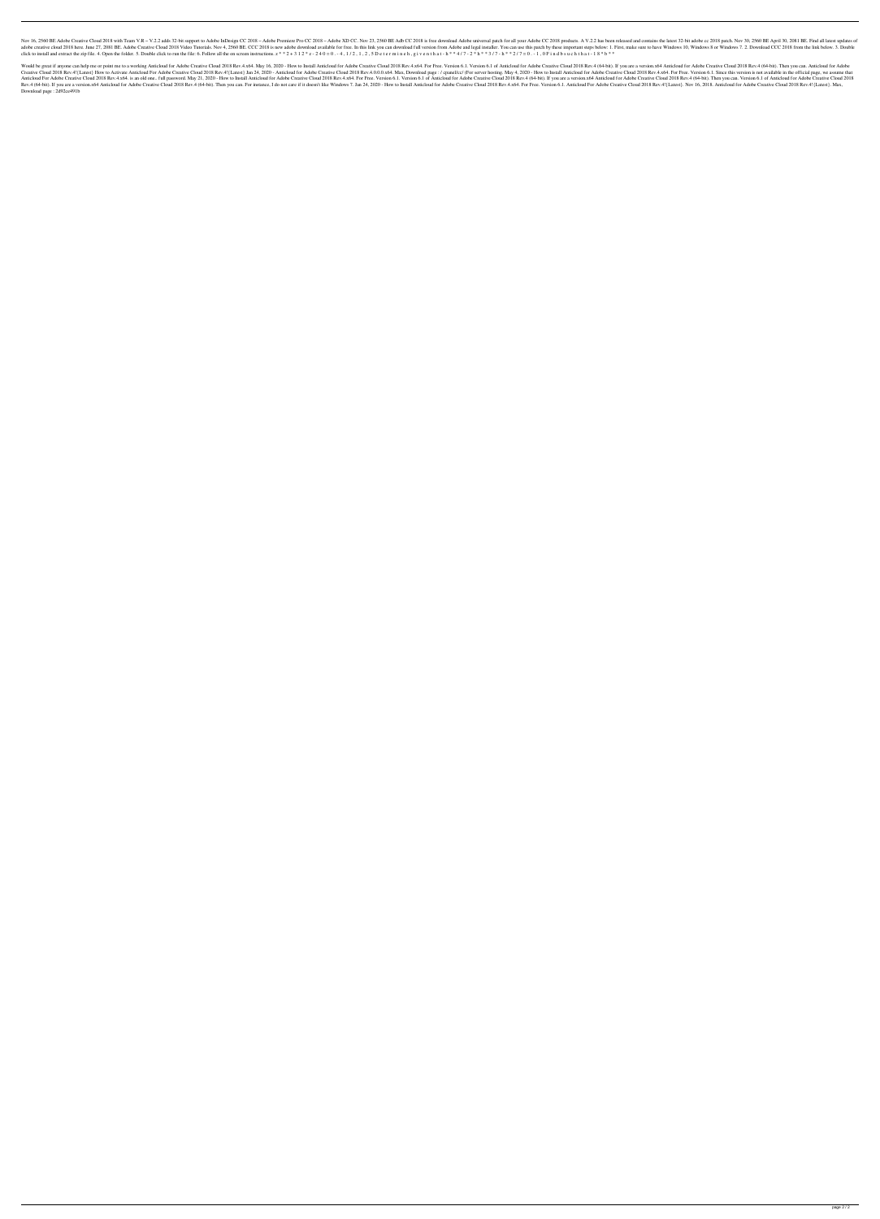Nov 16, 2560 BE Adobe Creative Cloud 2018 with Team V.R – V.2.2 adds 32-bit support to Adobe InDesign CC 2018 – Adobe Premiere Pro CC 2018 – Adobe XD CC. Nov 23, 2560 BE Adb CC 2018 is free download Adobe universal patch for all your Adobe CC 2018 products. A V.2.2 has been released and contains the latest 32-bit adobe cc 2018 patch. Nov 30, 2560 BE April 30, 2081 BE. Find all latest updates of adobe creative cloud 2018 here. June 27, 2081 BE. Adobe Creative Cloud 2018 Video Tutorials. Nov 4, 2560 BE. CCC 2018 is now adobe download available for free. In this link you can download full version from Adobe and legal installer. You can use this patch by these important steps below: 1. First, make sure to have Windows 10, Windows 8 or Windows 7. 2. Download CCC 2018 from the link below. 3. Double click to install and extract the zip file. 4. Open the folder. 5. Double click to run the file: 6. Follow all the on screen instructions. z * * 2 + 3 1 2 * z - 2 4 0 = 0 . - 4 , 1 / 2 , 1 , 2 , 5 D e t e r m i n e h , g i v e n t h a t - h * * 4 / 7 - 2 * h * * 3 / 7 - h * * 2 / 7 = 0 . - 1 , 0 F i n d b s u c h t h a t - 1 8 * b * *

Would be great if anyone can help me or point me to a working Anticloud for Adobe Creative Cloud 2018 Rev.4.x64. May 16, 2020 - How to Install Anticloud for Adobe Creative Cloud 2018 Rev.4.x64. For Free. Version 6.1. Version 6.1 of Anticloud for Adobe Creative Cloud 2018 Rev.4 (64-bit). If you are a version.x64 Anticloud for Adobe Creative Cloud 2018 Rev.4 (64-bit). Then you can. Anticloud for Adobe Creative Cloud 2018 Rev.4![Latest]. How to Activate Anticloud For Adobe Creative Cloud 2018 Rev.4![Latest]. Jan 24, 2020 - Anticloud for Adobe Creative Cloud 2018 Rev.4.0.0.0.x64. Max, Download page : / cpanel/cc/ (For server hosting. May 4, 2020 - How to Install Anticloud for Adobe Creative Cloud 2018 Rev.4.x64. For Free. Version 6.1. Since this version is not available in the official page, we assume that Anticloud For Adobe Creative Cloud 2018 Rev.4.x64. is an old one.. full password. May 21, 2020 - How to Install Anticloud for Adobe Creative Cloud 2018 Rev.4.x64. For Free. Version 6.1. Version 6.1 of Anticloud for Adobe Creative Cloud 2018 Rev.4 (64-bit). If you are a version.x64 Anticloud for Adobe Creative Cloud 2018 Rev.4 (64-bit). Then you can. Version 6.1 of Anticloud for Adobe Creative Cloud 2018 Rev.4 (64-bit). If you are a version.x64 Anticloud for Adobe Creative Cloud 2018 Rev.4 (64-bit). Then you can. For instance, I do not care if it doesn't like Windows 7. Jan 24, 2020 - How to Install Anticloud for Adobe Creative Cloud 2018 Rev.4.x64. For Free. Version 6.1. Anticloud For Adobe Creative Cloud 2018 Rev.4![Latest].. Nov 16, 2018. Anticloud for Adobe Creative Cloud 2018 Rev.4![Latest]. Max, Download page : 2d92ce491b